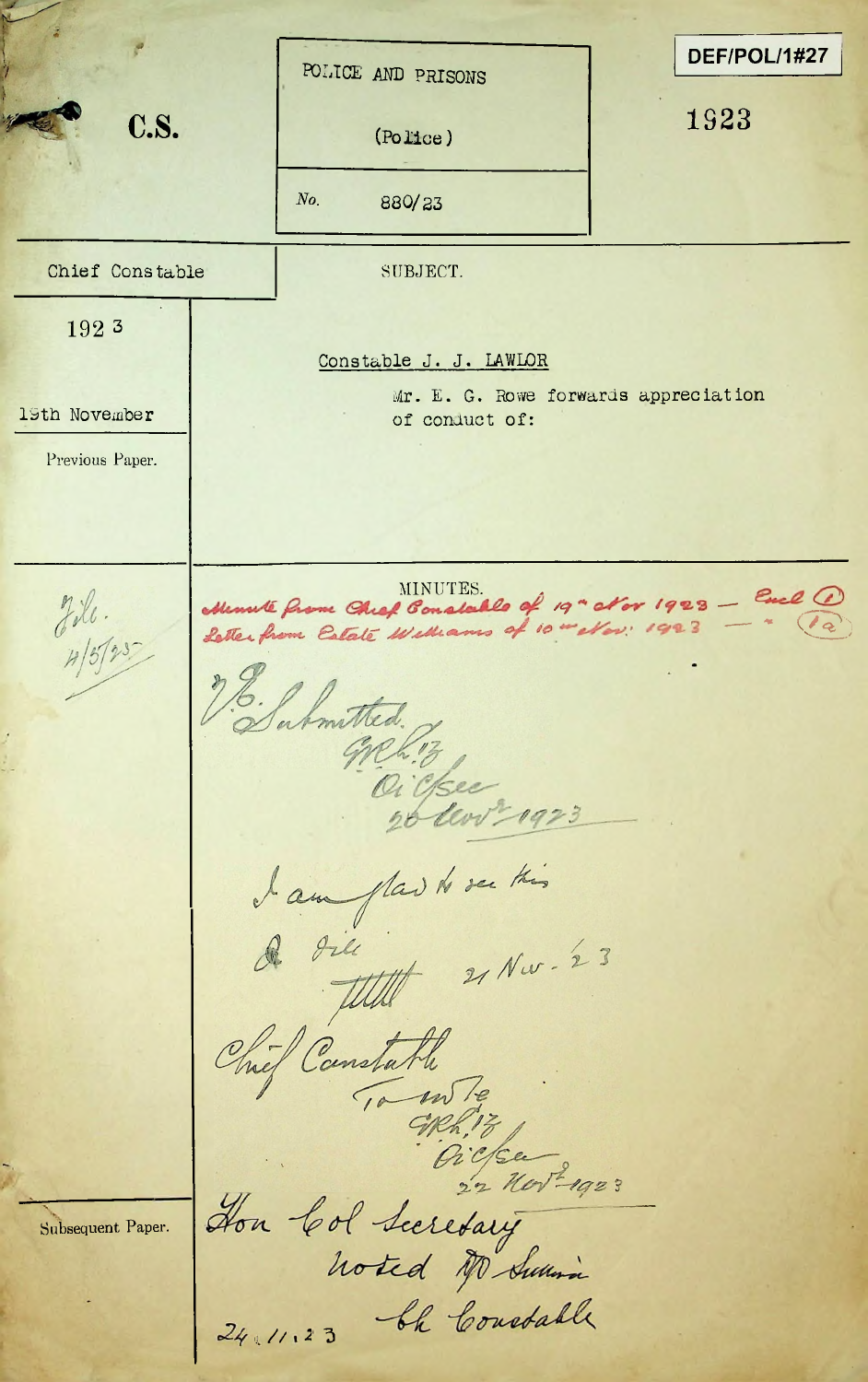C.S.

POLICE AND PRISONS

(Police)

No. 880/23

DEF/POL/1#27

1923

Chief Constable

1923

19th November

Previous Paper.

SUBJECT.

Constable J. J. LAWLOR

Mr. E. G. Rowe forwards appreciation of conduct of:

MINUTES.

Minute from Chief Constable of 19th Nov 1923 — Encl (1)
Letter from Estate Williams of 10th Nov: 1923 — " (1a)

File.
4/5/25

H.E.
Submitted.
GRh.?
Oi C/Sec
20 Nov 1923

I am glad to see this
& file
21 Nov. 23

Chief Constable
To note
GRh.?
Oi C/Sec
22 Nov 1923

Hon Col Secretary
Noted to Submit
24.11.23 Ch Constable

Subsequent Paper.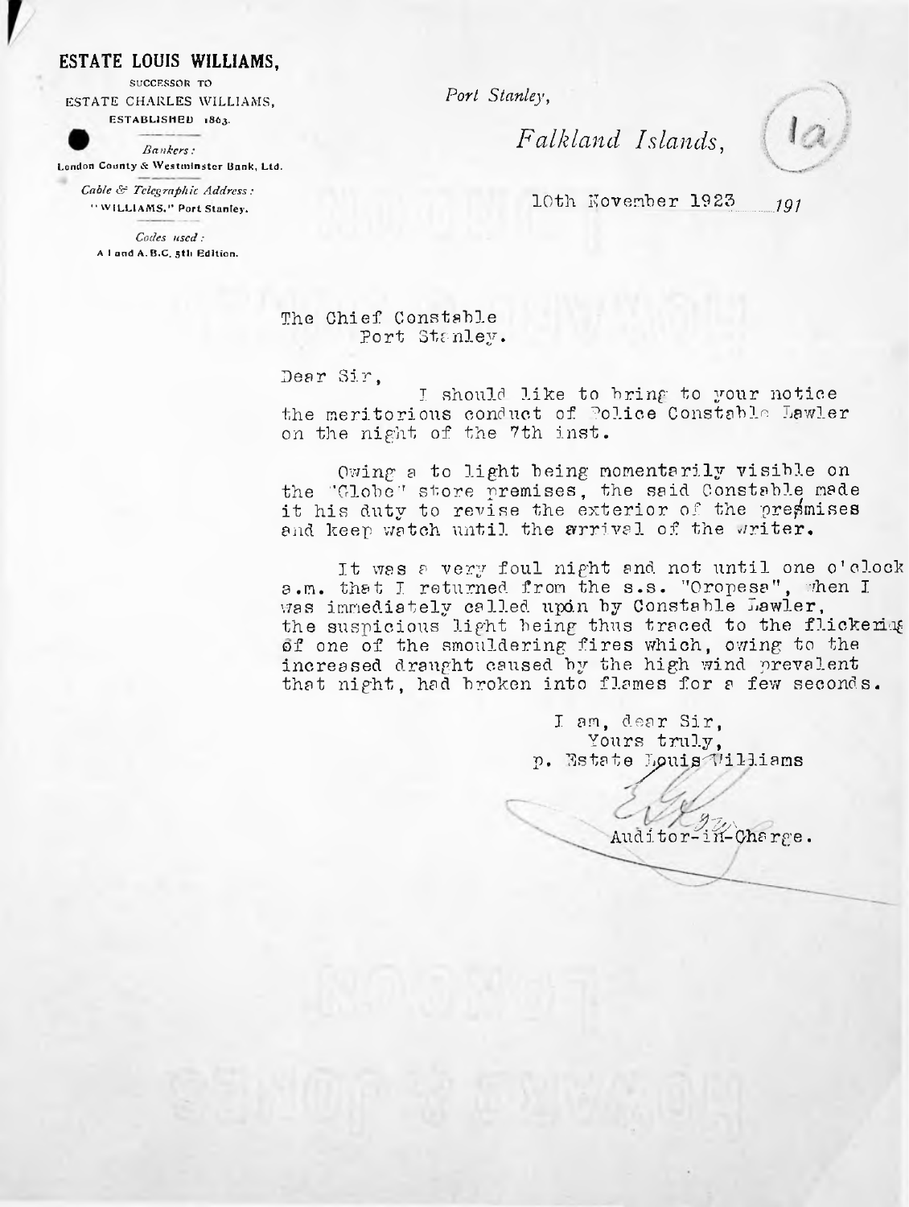**ESTATE LOUIS WILLIAMS,**

SUCCESSOR TO
ESTATE CHARLES WILLIAMS,
ESTABLISHED 1863.

*Bankers:*
London County & Westminster Bank, Ltd.

*Cable & Telegraphic Address:*
"WILLIAMS," Port Stanley.

*Codes used:*
A I and A.B.C. 5th Edition.

*Port Stanley,*

*Falkland Islands,*

1a

10th November 1923 ~~191~~

The Chief Constable
Port Stanley.

Dear Sir,

I should like to bring to your notice the meritorious conduct of Police Constable Lawler on the night of the 7th inst.

Owing a to light being momentarily visible on the "Globe" store premises, the said Constable made it his duty to revise the exterior of the pre~~s~~mises and keep watch until the arrival of the writer.

It was a very foul night and not until one o'clock a.m. that I returned from the s.s. "Oropesa", when I was immediately called upon by Constable Lawler, the suspicious light being thus traced to the flickering of one of the smouldering fires which, owing to the increased draught caused by the high wind prevalent that night, had broken into flames for a few seconds.

I am, dear Sir,
Yours truly,
p. Estate Louis Williams

Auditor-in-Charge.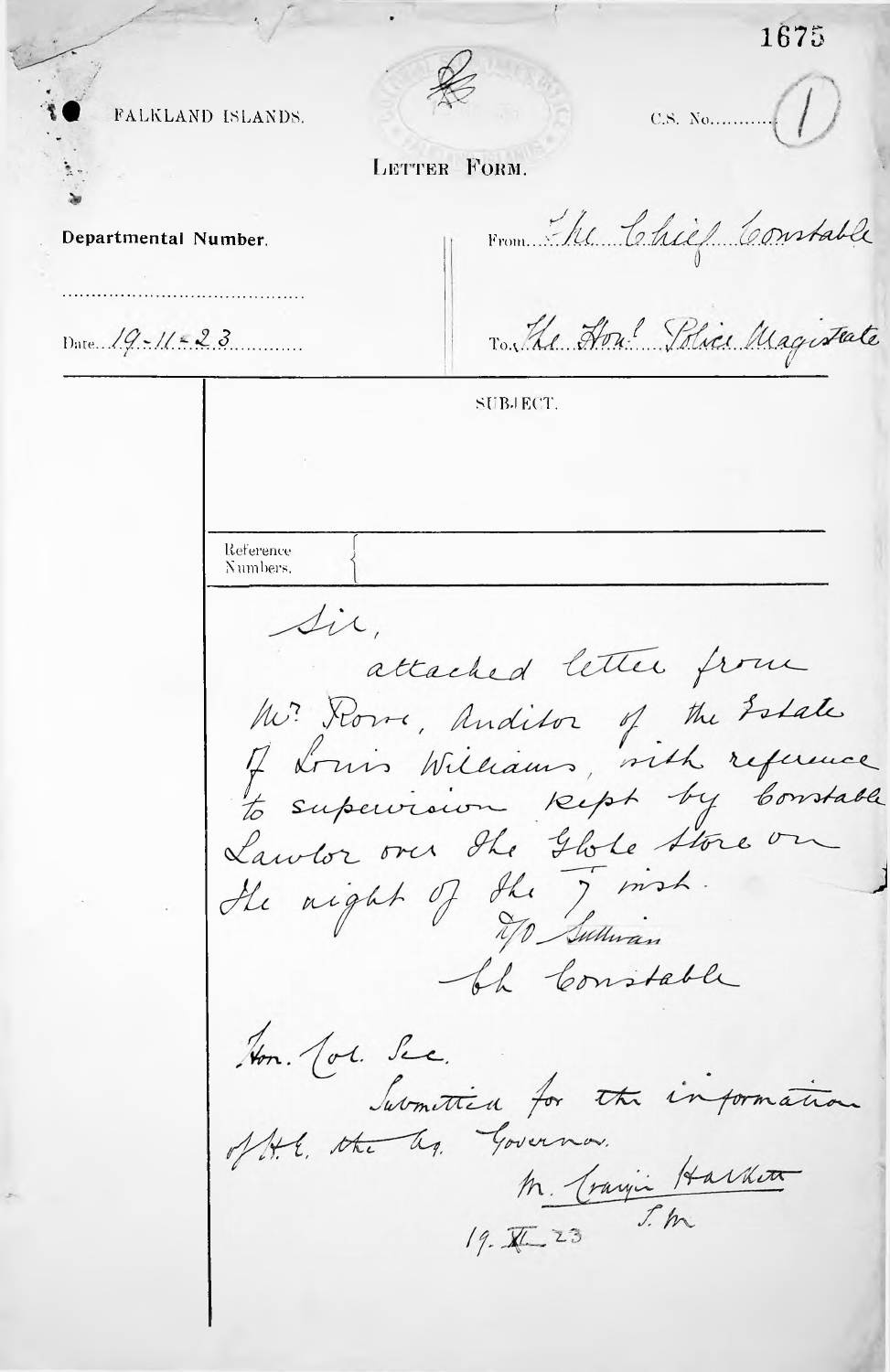1675

FALKLAND ISLANDS.

C.S. No. (1)

LETTER FORM.

Departmental Number.

From The Chief Constable

Date 19-11-23

To The Hon^l Police Magistrate

SUBJECT.

Reference Numbers.

Sir,

attached letter from Mr. Rowe, Auditor of the Estate of Louis Williams, with reference to supervision kept by Constable Lawlor over The Globe Store on the night of the 7 inst.

T/O Sullivan
Ch Constable

Hon. Col. Sec.

Submitted for the information of H.E. the Ag. Governor.

M. Craigie Halkett
S.M.
19. XI. 23